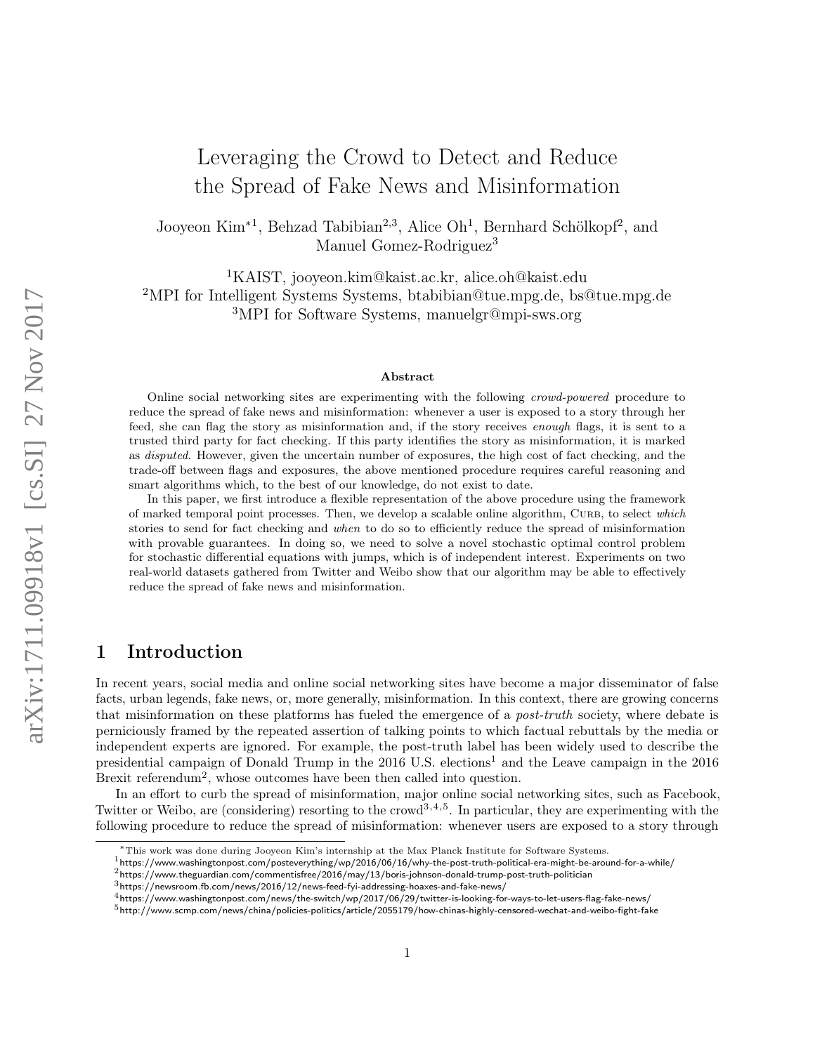# Leveraging the Crowd to Detect and Reduce the Spread of Fake News and Misinformation

Jooyeon Kim[*1], Behzad Tabibian[2,3], Alice Oh[1], Bernhard Schölkopf[2], and Manuel Gomez-Rodriguez[3]

[1]KAIST, jooyeon.kim@kaist.ac.kr, alice.oh@kaist.edu
[2]MPI for Intelligent Systems Systems, btabibian@tue.mpg.de, bs@tue.mpg.de
[3]MPI for Software Systems, manuelgr@mpi-sws.org

### Abstract

Online social networking sites are experimenting with the following *crowd-powered* procedure to reduce the spread of fake news and misinformation: whenever a user is exposed to a story through her feed, she can flag the story as misinformation and, if the story receives *enough* flags, it is sent to a trusted third party for fact checking. If this party identifies the story as misinformation, it is marked as *disputed*. However, given the uncertain number of exposures, the high cost of fact checking, and the trade-off between flags and exposures, the above mentioned procedure requires careful reasoning and smart algorithms which, to the best of our knowledge, do not exist to date.

In this paper, we first introduce a flexible representation of the above procedure using the framework of marked temporal point processes. Then, we develop a scalable online algorithm, Curb, to select *which* stories to send for fact checking and *when* to do so to efficiently reduce the spread of misinformation with provable guarantees. In doing so, we need to solve a novel stochastic optimal control problem for stochastic differential equations with jumps, which is of independent interest. Experiments on two real-world datasets gathered from Twitter and Weibo show that our algorithm may be able to effectively reduce the spread of fake news and misinformation.

## 1 Introduction

In recent years, social media and online social networking sites have become a major disseminator of false facts, urban legends, fake news, or, more generally, misinformation. In this context, there are growing concerns that misinformation on these platforms has fueled the emergence of a *post-truth* society, where debate is perniciously framed by the repeated assertion of talking points to which factual rebuttals by the media or independent experts are ignored. For example, the post-truth label has been widely used to describe the presidential campaign of Donald Trump in the 2016 U.S. elections[1] and the Leave campaign in the 2016 Brexit referendum[2], whose outcomes have been then called into question.

In an effort to curb the spread of misinformation, major online social networking sites, such as Facebook, Twitter or Weibo, are (considering) resorting to the crowd[3,4,5]. In particular, they are experimenting with the following procedure to reduce the spread of misinformation: whenever users are exposed to a story through

[*]This work was done during Jooyeon Kim's internship at the Max Planck Institute for Software Systems.
[1]https://www.washingtonpost.com/posteverything/wp/2016/06/16/why-the-post-truth-political-era-might-be-around-for-a-while/
[2]https://www.theguardian.com/commentisfree/2016/may/13/boris-johnson-donald-trump-post-truth-politician
[3]https://newsroom.fb.com/news/2016/12/news-feed-fyi-addressing-hoaxes-and-fake-news/
[4]https://www.washingtonpost.com/news/the-switch/wp/2017/06/29/twitter-is-looking-for-ways-to-let-users-flag-fake-news/
[5]http://www.scmp.com/news/china/policies-politics/article/2055179/how-chinas-highly-censored-wechat-and-weibo-fight-fake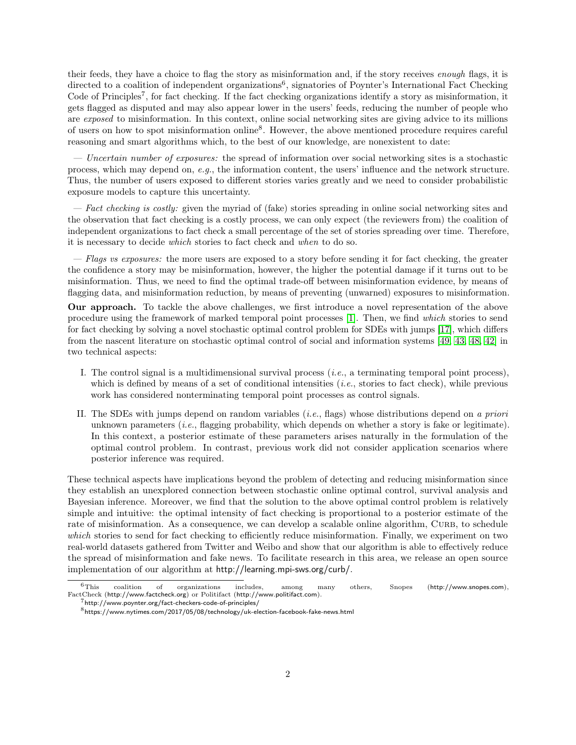their feeds, they have a choice to flag the story as misinformation and, if the story receives *enough* flags, it is directed to a coalition of independent organizations[6], signatories of Poynter's International Fact Checking Code of Principles[7], for fact checking. If the fact checking organizations identify a story as misinformation, it gets flagged as disputed and may also appear lower in the users' feeds, reducing the number of people who are *exposed* to misinformation. In this context, online social networking sites are giving advice to its millions of users on how to spot misinformation online[8]. However, the above mentioned procedure requires careful reasoning and smart algorithms which, to the best of our knowledge, are nonexistent to date:

— *Uncertain number of exposures:* the spread of information over social networking sites is a stochastic process, which may depend on, *e.g.*, the information content, the users' influence and the network structure. Thus, the number of users exposed to different stories varies greatly and we need to consider probabilistic exposure models to capture this uncertainty.

— *Fact checking is costly:* given the myriad of (fake) stories spreading in online social networking sites and the observation that fact checking is a costly process, we can only expect (the reviewers from) the coalition of independent organizations to fact check a small percentage of the set of stories spreading over time. Therefore, it is necessary to decide *which* stories to fact check and *when* to do so.

— *Flags vs exposures:* the more users are exposed to a story before sending it for fact checking, the greater the confidence a story may be misinformation, however, the higher the potential damage if it turns out to be misinformation. Thus, we need to find the optimal trade-off between misinformation evidence, by means of flagging data, and misinformation reduction, by means of preventing (unwarned) exposures to misinformation.

**Our approach.** To tackle the above challenges, we first introduce a novel representation of the above procedure using the framework of marked temporal point processes [1]. Then, we find *which* stories to send for fact checking by solving a novel stochastic optimal control problem for SDEs with jumps [17], which differs from the nascent literature on stochastic optimal control of social and information systems [49, 43, 48, 42] in two technical aspects:

I. The control signal is a multidimensional survival process (*i.e.*, a terminating temporal point process), which is defined by means of a set of conditional intensities (*i.e.*, stories to fact check), while previous work has considered nonterminating temporal point processes as control signals.

II. The SDEs with jumps depend on random variables (*i.e.*, flags) whose distributions depend on *a priori* unknown parameters (*i.e.*, flagging probability, which depends on whether a story is fake or legitimate). In this context, a posterior estimate of these parameters arises naturally in the formulation of the optimal control problem. In contrast, previous work did not consider application scenarios where posterior inference was required.

These technical aspects have implications beyond the problem of detecting and reducing misinformation since they establish an unexplored connection between stochastic online optimal control, survival analysis and Bayesian inference. Moreover, we find that the solution to the above optimal control problem is relatively simple and intuitive: the optimal intensity of fact checking is proportional to a posterior estimate of the rate of misinformation. As a consequence, we can develop a scalable online algorithm, Curb, to schedule *which* stories to send for fact checking to efficiently reduce misinformation. Finally, we experiment on two real-world datasets gathered from Twitter and Weibo and show that our algorithm is able to effectively reduce the spread of misinformation and fake news. To facilitate research in this area, we release an open source implementation of our algorithm at http://learning.mpi-sws.org/curb/.

[6] This coalition of organizations includes, among many others, Snopes (http://www.snopes.com), FactCheck (http://www.factcheck.org) or Politifact (http://www.politifact.com).

[7] http://www.poynter.org/fact-checkers-code-of-principles/

[8] https://www.nytimes.com/2017/05/08/technology/uk-election-facebook-fake-news.html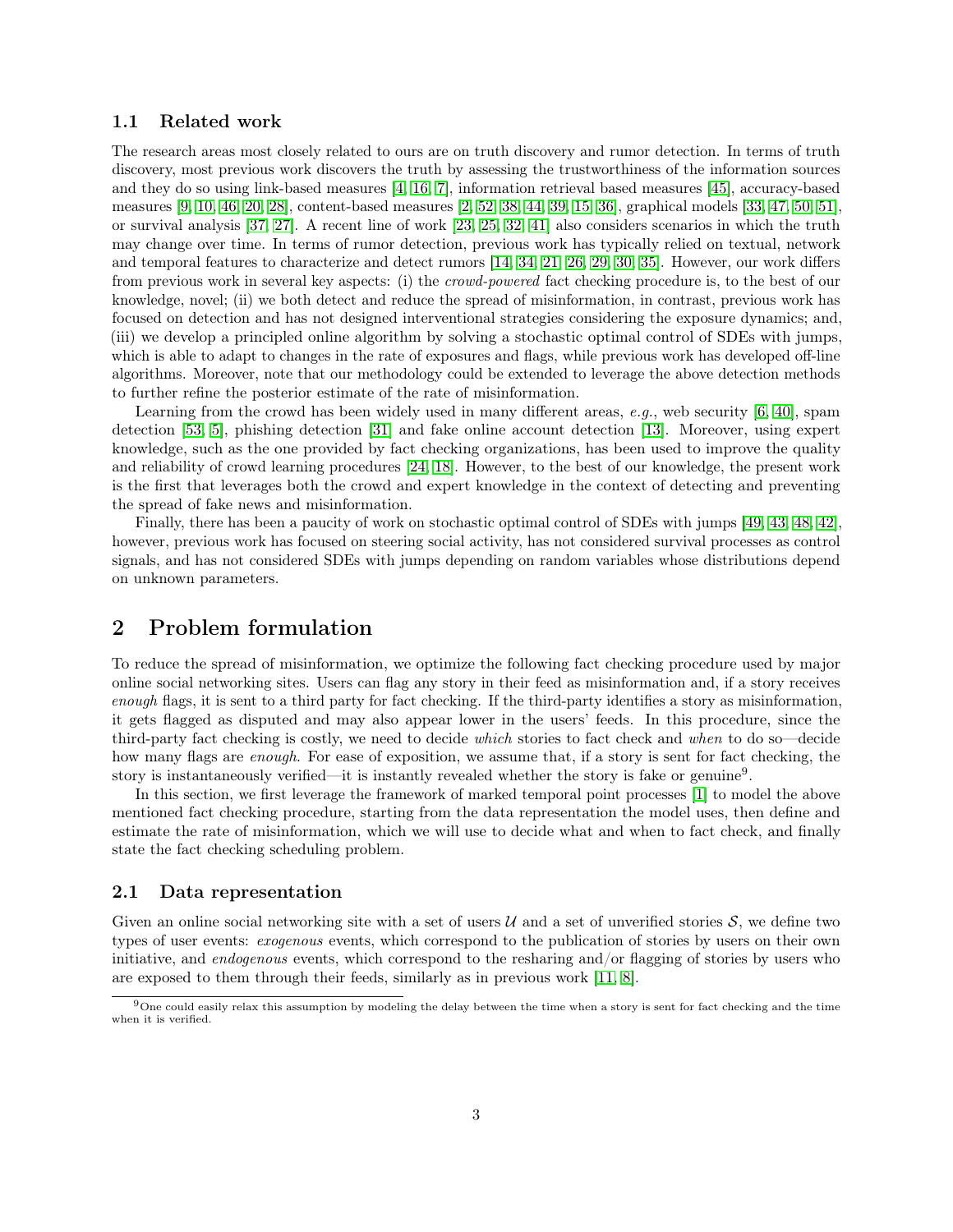### 1.1 Related work

The research areas most closely related to ours are on truth discovery and rumor detection. In terms of truth discovery, most previous work discovers the truth by assessing the trustworthiness of the information sources and they do so using link-based measures [4, 16, 7], information retrieval based measures [45], accuracy-based measures [9, 10, 46, 20, 28], content-based measures [2, 52, 38, 44, 39, 15, 36], graphical models [33, 47, 50, 51], or survival analysis [37, 27]. A recent line of work [23, 25, 32, 41] also considers scenarios in which the truth may change over time. In terms of rumor detection, previous work has typically relied on textual, network and temporal features to characterize and detect rumors [14, 34, 21, 26, 29, 30, 35]. However, our work differs from previous work in several key aspects: (i) the *crowd-powered* fact checking procedure is, to the best of our knowledge, novel; (ii) we both detect and reduce the spread of misinformation, in contrast, previous work has focused on detection and has not designed interventional strategies considering the exposure dynamics; and, (iii) we develop a principled online algorithm by solving a stochastic optimal control of SDEs with jumps, which is able to adapt to changes in the rate of exposures and flags, while previous work has developed off-line algorithms. Moreover, note that our methodology could be extended to leverage the above detection methods to further refine the posterior estimate of the rate of misinformation.

Learning from the crowd has been widely used in many different areas, *e.g.*, web security [6, 40], spam detection [53, 5], phishing detection [31] and fake online account detection [13]. Moreover, using expert knowledge, such as the one provided by fact checking organizations, has been used to improve the quality and reliability of crowd learning procedures [24, 18]. However, to the best of our knowledge, the present work is the first that leverages both the crowd and expert knowledge in the context of detecting and preventing the spread of fake news and misinformation.

Finally, there has been a paucity of work on stochastic optimal control of SDEs with jumps [49, 43, 48, 42], however, previous work has focused on steering social activity, has not considered survival processes as control signals, and has not considered SDEs with jumps depending on random variables whose distributions depend on unknown parameters.

## 2 Problem formulation

To reduce the spread of misinformation, we optimize the following fact checking procedure used by major online social networking sites. Users can flag any story in their feed as misinformation and, if a story receives *enough* flags, it is sent to a third party for fact checking. If the third-party identifies a story as misinformation, it gets flagged as disputed and may also appear lower in the users' feeds. In this procedure, since the third-party fact checking is costly, we need to decide *which* stories to fact check and *when* to do so—decide how many flags are *enough*. For ease of exposition, we assume that, if a story is sent for fact checking, the story is instantaneously verified—it is instantly revealed whether the story is fake or genuine[9].

In this section, we first leverage the framework of marked temporal point processes [1] to model the above mentioned fact checking procedure, starting from the data representation the model uses, then define and estimate the rate of misinformation, which we will use to decide what and when to fact check, and finally state the fact checking scheduling problem.

### 2.1 Data representation

Given an online social networking site with a set of users $\mathcal{U}$ and a set of unverified stories $\mathcal{S}$, we define two types of user events: *exogenous* events, which correspond to the publication of stories by users on their own initiative, and *endogenous* events, which correspond to the resharing and/or flagging of stories by users who are exposed to them through their feeds, similarly as in previous work [11, 8].

[9] One could easily relax this assumption by modeling the delay between the time when a story is sent for fact checking and the time when it is verified.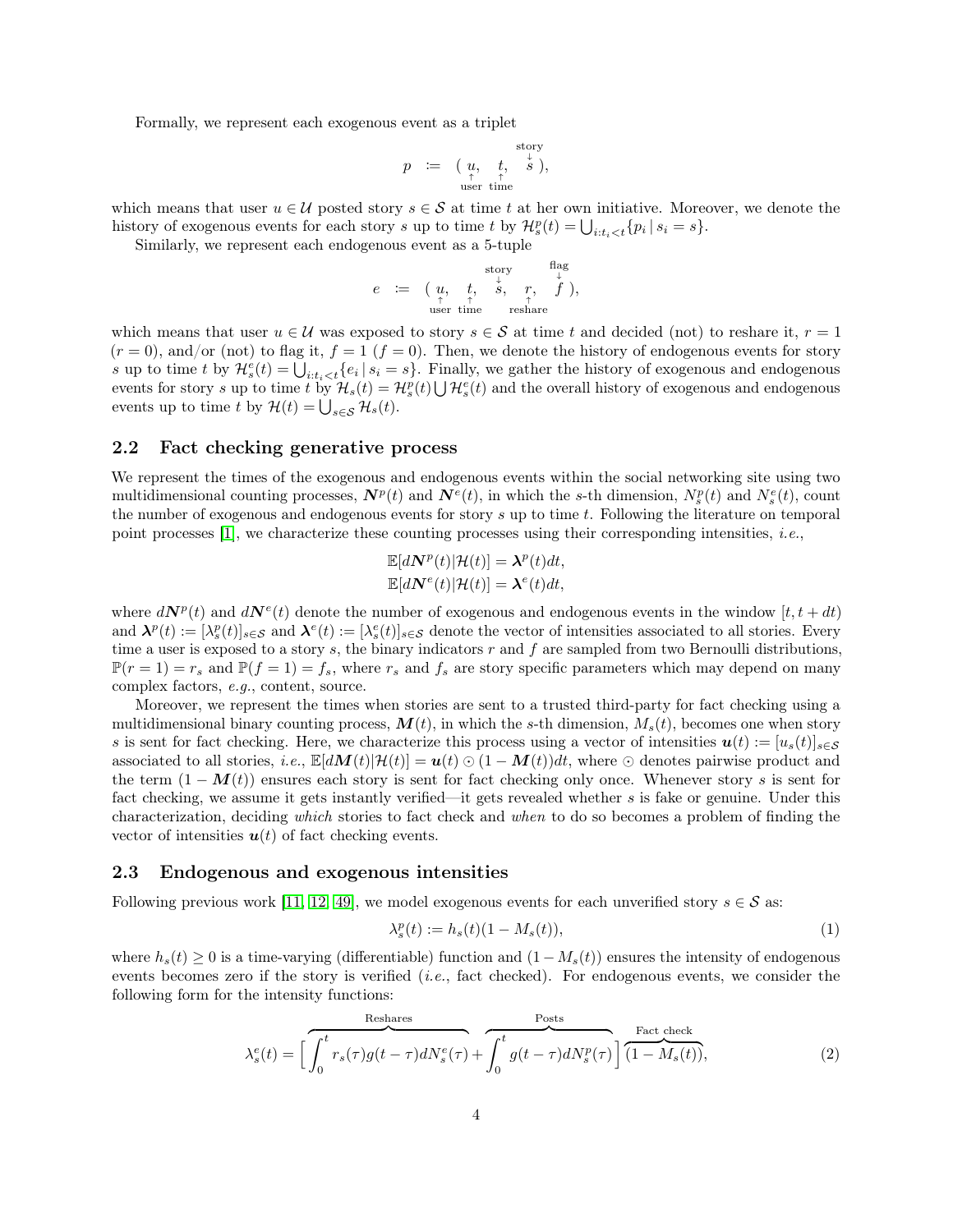Formally, we represent each exogenous event as a triplet

$$p \;:=\; (\underset{\text{user}}{\underset{\uparrow}{u}},\; \underset{\text{time}}{\underset{\uparrow}{t}},\; \overset{\text{story}}{\overset{\downarrow}{s}}),$$

which means that user $u \in \mathcal{U}$ posted story $s \in \mathcal{S}$ at time $t$ at her own initiative. Moreover, we denote the history of exogenous events for each story $s$ up to time $t$ by $\mathcal{H}^p_s(t) = \bigcup_{i:t_i<t}\{p_i \,|\, s_i = s\}$.

Similarly, we represent each endogenous event as a 5-tuple

$$e \;:=\; (\underset{\text{user}}{\underset{\uparrow}{u}},\; \underset{\text{time}}{\underset{\uparrow}{t}},\; \overset{\text{story}}{\overset{\downarrow}{s}},\; \underset{\text{reshare}}{\underset{\uparrow}{r}},\; \overset{\text{flag}}{\overset{\downarrow}{f}}),$$

which means that user $u \in \mathcal{U}$ was exposed to story $s \in \mathcal{S}$ at time $t$ and decided (not) to reshare it, $r = 1$ ($r = 0$), and/or (not) to flag it, $f = 1$ ($f = 0$). Then, we denote the history of endogenous events for story $s$ up to time $t$ by $\mathcal{H}^e_s(t) = \bigcup_{i:t_i<t}\{e_i \,|\, s_i = s\}$. Finally, we gather the history of exogenous and endogenous events for story $s$ up to time $t$ by $\mathcal{H}_s(t) = \mathcal{H}^p_s(t) \bigcup \mathcal{H}^e_s(t)$ and the overall history of exogenous and endogenous events up to time $t$ by $\mathcal{H}(t) = \bigcup_{s\in\mathcal{S}} \mathcal{H}_s(t)$.

## 2.2 Fact checking generative process

We represent the times of the exogenous and endogenous events within the social networking site using two multidimensional counting processes, $\boldsymbol{N}^p(t)$ and $\boldsymbol{N}^e(t)$, in which the $s$-th dimension, $N^p_s(t)$ and $N^e_s(t)$, count the number of exogenous and endogenous events for story $s$ up to time $t$. Following the literature on temporal point processes [1], we characterize these counting processes using their corresponding intensities, *i.e.*,

$$\mathbb{E}[d\boldsymbol{N}^p(t)|\mathcal{H}(t)] = \boldsymbol{\lambda}^p(t)dt,$$
$$\mathbb{E}[d\boldsymbol{N}^e(t)|\mathcal{H}(t)] = \boldsymbol{\lambda}^e(t)dt,$$

where $d\boldsymbol{N}^p(t)$ and $d\boldsymbol{N}^e(t)$ denote the number of exogenous and endogenous events in the window $[t, t + dt)$ and $\boldsymbol{\lambda}^p(t) := [\lambda^p_s(t)]_{s\in\mathcal{S}}$ and $\boldsymbol{\lambda}^e(t) := [\lambda^e_s(t)]_{s\in\mathcal{S}}$ denote the vector of intensities associated to all stories. Every time a user is exposed to a story $s$, the binary indicators $r$ and $f$ are sampled from two Bernoulli distributions, $\mathbb{P}(r = 1) = r_s$ and $\mathbb{P}(f = 1) = f_s$, where $r_s$ and $f_s$ are story specific parameters which may depend on many complex factors, *e.g.*, content, source.

Moreover, we represent the times when stories are sent to a trusted third-party for fact checking using a multidimensional binary counting process, $\boldsymbol{M}(t)$, in which the $s$-th dimension, $M_s(t)$, becomes one when story $s$ is sent for fact checking. Here, we characterize this process using a vector of intensities $\boldsymbol{u}(t) := [u_s(t)]_{s\in\mathcal{S}}$ associated to all stories, *i.e.*, $\mathbb{E}[d\boldsymbol{M}(t)|\mathcal{H}(t)] = \boldsymbol{u}(t) \odot (1 - \boldsymbol{M}(t))dt$, where $\odot$ denotes pairwise product and the term $(1 - \boldsymbol{M}(t))$ ensures each story is sent for fact checking only once. Whenever story $s$ is sent for fact checking, we assume it gets instantly verified—it gets revealed whether $s$ is fake or genuine. Under this characterization, deciding *which* stories to fact check and *when* to do so becomes a problem of finding the vector of intensities $\boldsymbol{u}(t)$ of fact checking events.

## 2.3 Endogenous and exogenous intensities

Following previous work [11, 12, 49], we model exogenous events for each unverified story $s \in \mathcal{S}$ as:

$$\lambda^p_s(t) := h_s(t)(1 - M_s(t)), \tag{1}$$

where $h_s(t) \geq 0$ is a time-varying (differentiable) function and $(1 - M_s(t))$ ensures the intensity of endogenous events becomes zero if the story is verified (*i.e.*, fact checked). For endogenous events, we consider the following form for the intensity functions:

$$\lambda^e_s(t) = \Big[\overbrace{\int_0^t r_s(\tau)g(t-\tau)dN^e_s(\tau)}^{\text{Reshares}} + \overbrace{\int_0^t g(t-\tau)dN^p_s(\tau)}^{\text{Posts}}\Big]\overbrace{(1 - M_s(t))}^{\text{Fact check}}, \tag{2}$$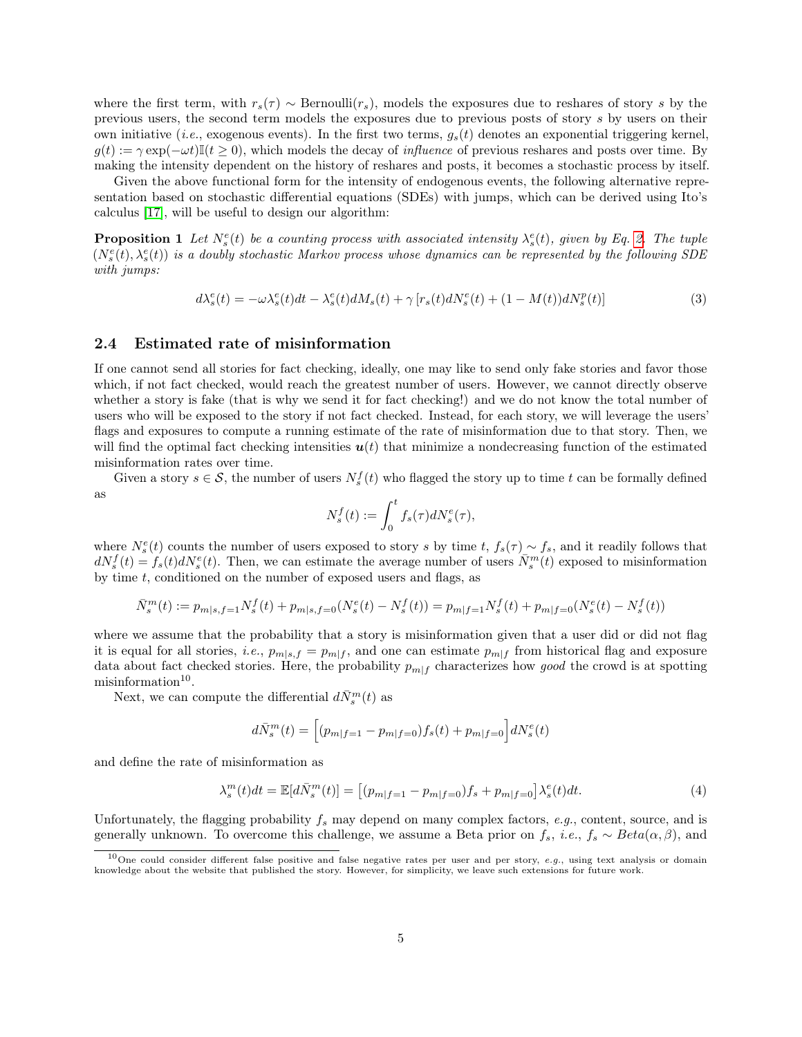where the first term, with $r_s(\tau) \sim \text{Bernoulli}(r_s)$, models the exposures due to reshares of story $s$ by the previous users, the second term models the exposures due to previous posts of story $s$ by users on their own initiative (*i.e.*, exogenous events). In the first two terms, $g_s(t)$ denotes an exponential triggering kernel, $g(t) := \gamma \exp(-\omega t)\mathbb{I}(t \geq 0)$, which models the decay of *influence* of previous reshares and posts over time. By making the intensity dependent on the history of reshares and posts, it becomes a stochastic process by itself.

Given the above functional form for the intensity of endogenous events, the following alternative representation based on stochastic differential equations (SDEs) with jumps, which can be derived using Ito's calculus [17], will be useful to design our algorithm:

**Proposition 1** *Let $N_s^e(t)$ be a counting process with associated intensity $\lambda_s^e(t)$, given by Eq. 2. The tuple $(N_s^e(t), \lambda_s^e(t))$ is a doubly stochastic Markov process whose dynamics can be represented by the following SDE with jumps:*

$$d\lambda_s^e(t) = -\omega \lambda_s^e(t)dt - \lambda_s^e(t)dM_s(t) + \gamma \left[r_s(t)dN_s^e(t) + (1 - M(t))dN_s^p(t)\right] \tag{3}$$

## 2.4 Estimated rate of misinformation

If one cannot send all stories for fact checking, ideally, one may like to send only fake stories and favor those which, if not fact checked, would reach the greatest number of users. However, we cannot directly observe whether a story is fake (that is why we send it for fact checking!) and we do not know the total number of users who will be exposed to the story if not fact checked. Instead, for each story, we will leverage the users' flags and exposures to compute a running estimate of the rate of misinformation due to that story. Then, we will find the optimal fact checking intensities $\boldsymbol{u}(t)$ that minimize a nondecreasing function of the estimated misinformation rates over time.

Given a story $s \in \mathcal{S}$, the number of users $N_s^f(t)$ who flagged the story up to time $t$ can be formally defined as

$$N_s^f(t) := \int_0^t f_s(\tau) dN_s^e(\tau),$$

where $N_s^e(t)$ counts the number of users exposed to story $s$ by time $t$, $f_s(\tau) \sim f_s$, and it readily follows that $dN_s^f(t) = f_s(t)dN_s^e(t)$. Then, we can estimate the average number of users $\bar{N}_s^m(t)$ exposed to misinformation by time $t$, conditioned on the number of exposed users and flags, as

$$\bar{N}_s^m(t) := p_{m|s,f=1}N_s^f(t) + p_{m|s,f=0}(N_s^e(t) - N_s^f(t)) = p_{m|f=1}N_s^f(t) + p_{m|f=0}(N_s^e(t) - N_s^f(t))$$

where we assume that the probability that a story is misinformation given that a user did or did not flag it is equal for all stories, *i.e.*, $p_{m|s,f} = p_{m|f}$, and one can estimate $p_{m|f}$ from historical flag and exposure data about fact checked stories. Here, the probability $p_{m|f}$ characterizes how *good* the crowd is at spotting misinformation[10].

Next, we can compute the differential $d\bar{N}_s^m(t)$ as

$$d\bar{N}_s^m(t) = \left[(p_{m|f=1} - p_{m|f=0})f_s(t) + p_{m|f=0}\right]dN_s^e(t)$$

and define the rate of misinformation as

$$\lambda_s^m(t)dt = \mathbb{E}[d\bar{N}_s^m(t)] = \left[(p_{m|f=1} - p_{m|f=0})f_s + p_{m|f=0}\right]\lambda_s^e(t)dt. \tag{4}$$

Unfortunately, the flagging probability $f_s$ may depend on many complex factors, *e.g.*, content, source, and is generally unknown. To overcome this challenge, we assume a Beta prior on $f_s$, *i.e.*, $f_s \sim Beta(\alpha, \beta)$, and

[10] One could consider different false positive and false negative rates per user and per story, *e.g.*, using text analysis or domain knowledge about the website that published the story. However, for simplicity, we leave such extensions for future work.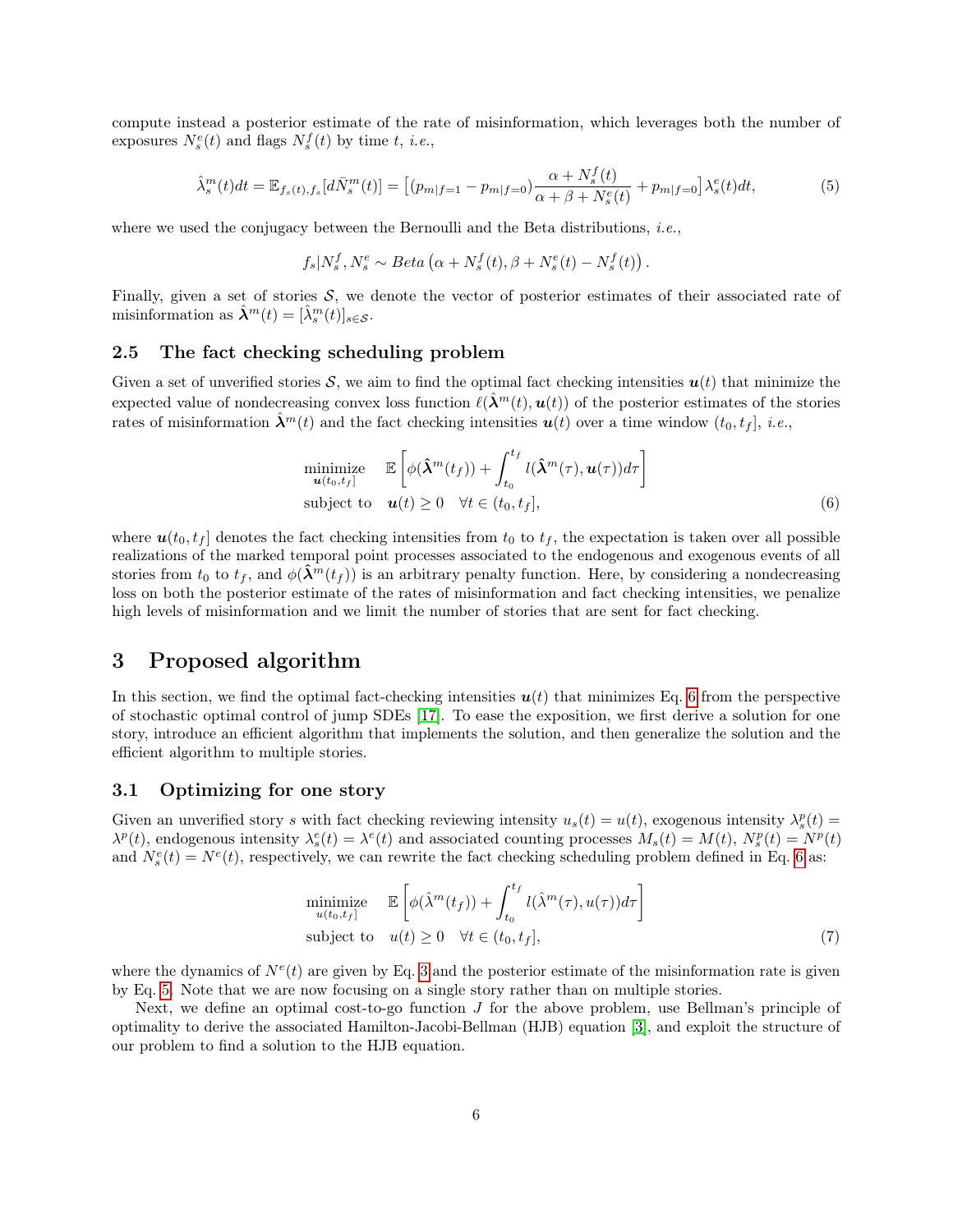compute instead a posterior estimate of the rate of misinformation, which leverages both the number of exposures $N^e_s(t)$ and flags $N^f_s(t)$ by time $t$, *i.e.*,

$$\hat{\lambda}^m_s(t)dt = \mathbb{E}_{f_s(t),f_s}[d\bar{N}^m_s(t)] = \left[(p_{m|f=1} - p_{m|f=0})\frac{\alpha + N^f_s(t)}{\alpha + \beta + N^e_s(t)} + p_{m|f=0}\right]\lambda^e_s(t)dt, \tag{5}$$

where we used the conjugacy between the Bernoulli and the Beta distributions, *i.e.*,

$$f_s | N^f_s, N^e_s \sim Beta\left(\alpha + N^f_s(t), \beta + N^e_s(t) - N^f_s(t)\right).$$

Finally, given a set of stories $\mathcal{S}$, we denote the vector of posterior estimates of their associated rate of misinformation as $\hat{\boldsymbol{\lambda}}^m(t) = [\hat{\lambda}^m_s(t)]_{s\in\mathcal{S}}$.

### 2.5 The fact checking scheduling problem

Given a set of unverified stories $\mathcal{S}$, we aim to find the optimal fact checking intensities $\boldsymbol{u}(t)$ that minimize the expected value of nondecreasing convex loss function $\ell(\hat{\boldsymbol{\lambda}}^m(t), \boldsymbol{u}(t))$ of the posterior estimates of the stories rates of misinformation $\hat{\boldsymbol{\lambda}}^m(t)$ and the fact checking intensities $\boldsymbol{u}(t)$ over a time window $(t_0, t_f]$, *i.e.*,

$$\begin{aligned}
\underset{\boldsymbol{u}(t_0,t_f]}{\text{minimize}} \quad & \mathbb{E}\left[\phi(\hat{\boldsymbol{\lambda}}^m(t_f)) + \int_{t_0}^{t_f} l(\hat{\boldsymbol{\lambda}}^m(\tau), \boldsymbol{u}(\tau))d\tau\right] \\
\text{subject to} \quad & \boldsymbol{u}(t) \geq 0 \quad \forall t \in (t_0, t_f],
\end{aligned} \tag{6}$$

where $\boldsymbol{u}(t_0, t_f]$ denotes the fact checking intensities from $t_0$ to $t_f$, the expectation is taken over all possible realizations of the marked temporal point processes associated to the endogenous and exogenous events of all stories from $t_0$ to $t_f$, and $\phi(\hat{\boldsymbol{\lambda}}^m(t_f))$ is an arbitrary penalty function. Here, by considering a nondecreasing loss on both the posterior estimate of the rates of misinformation and fact checking intensities, we penalize high levels of misinformation and we limit the number of stories that are sent for fact checking.

## 3 Proposed algorithm

In this section, we find the optimal fact-checking intensities $\boldsymbol{u}(t)$ that minimizes Eq. 6 from the perspective of stochastic optimal control of jump SDEs [17]. To ease the exposition, we first derive a solution for one story, introduce an efficient algorithm that implements the solution, and then generalize the solution and the efficient algorithm to multiple stories.

### 3.1 Optimizing for one story

Given an unverified story $s$ with fact checking reviewing intensity $u_s(t) = u(t)$, exogenous intensity $\lambda^p_s(t) = \lambda^p(t)$, endogenous intensity $\lambda^e_s(t) = \lambda^e(t)$ and associated counting processes $M_s(t) = M(t)$, $N^p_s(t) = N^p(t)$ and $N^e_s(t) = N^e(t)$, respectively, we can rewrite the fact checking scheduling problem defined in Eq. 6 as:

$$\begin{aligned}
\underset{u(t_0,t_f]}{\text{minimize}} \quad & \mathbb{E}\left[\phi(\hat{\lambda}^m(t_f)) + \int_{t_0}^{t_f} l(\hat{\lambda}^m(\tau), u(\tau))d\tau\right] \\
\text{subject to} \quad & u(t) \geq 0 \quad \forall t \in (t_0, t_f],
\end{aligned} \tag{7}$$

where the dynamics of $N^e(t)$ are given by Eq. 3 and the posterior estimate of the misinformation rate is given by Eq. 5. Note that we are now focusing on a single story rather than on multiple stories.

Next, we define an optimal cost-to-go function $J$ for the above problem, use Bellman's principle of optimality to derive the associated Hamilton-Jacobi-Bellman (HJB) equation [3], and exploit the structure of our problem to find a solution to the HJB equation.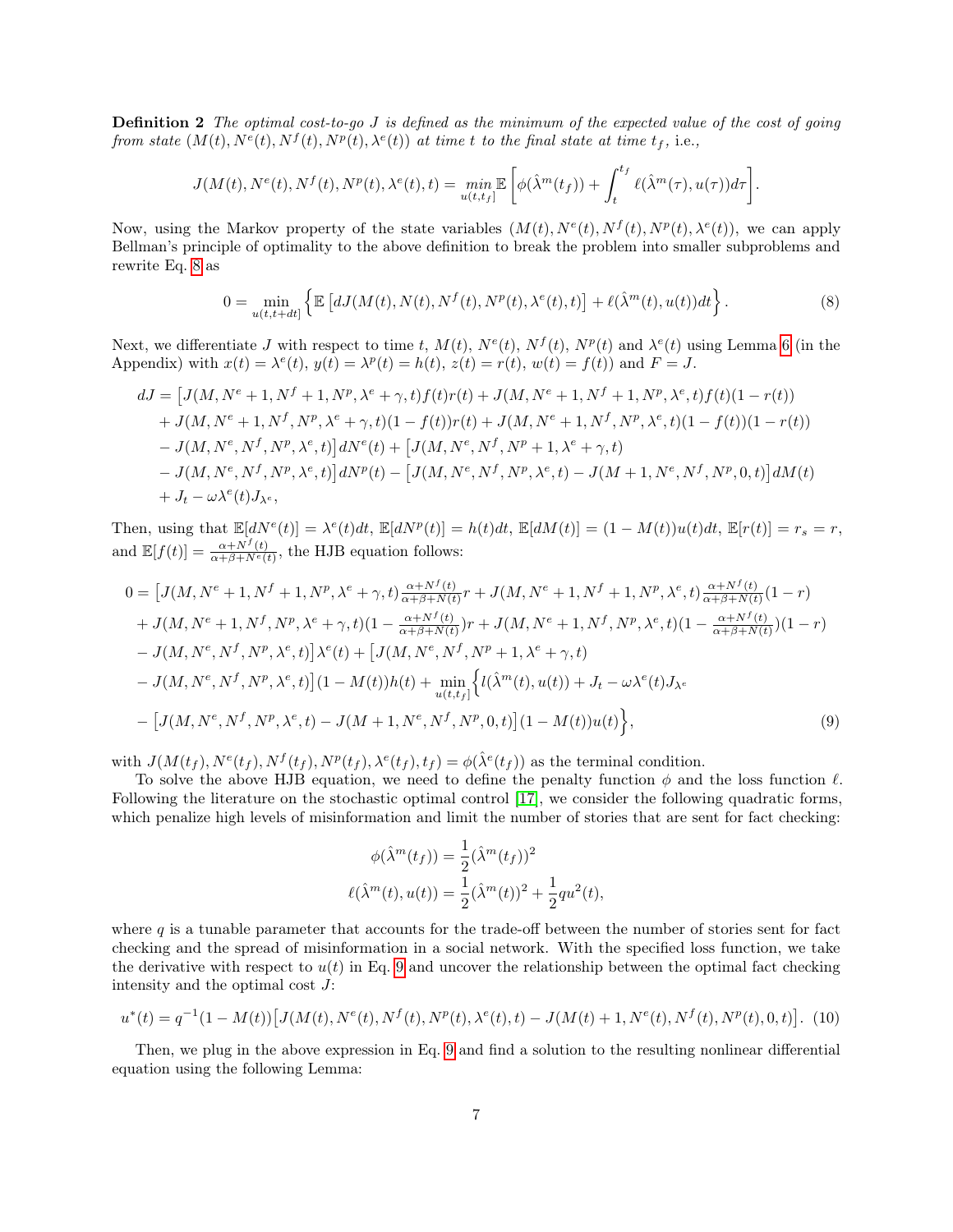**Definition 2** *The optimal cost-to-go $J$ is defined as the minimum of the expected value of the cost of going from state $(M(t), N^e(t), N^f(t), N^p(t), \lambda^e(t))$ at time $t$ to the final state at time $t_f$,* i.e.,

$$J(M(t), N^e(t), N^f(t), N^p(t), \lambda^e(t), t) = \underset{u(t,t_f]}{min} \mathbb{E}\left[\phi(\hat{\lambda}^m(t_f)) + \int_t^{t_f} \ell(\hat{\lambda}^m(\tau), u(\tau))d\tau\right].$$

Now, using the Markov property of the state variables $(M(t), N^e(t), N^f(t), N^p(t), \lambda^e(t))$, we can apply Bellman's principle of optimality to the above definition to break the problem into smaller subproblems and rewrite Eq. 8 as

$$0 = \min_{u(t,t+dt]} \left\{ \mathbb{E}\left[dJ(M(t), N(t), N^f(t), N^p(t), \lambda^e(t), t)\right] + \ell(\hat{\lambda}^m(t), u(t))dt \right\}. \tag{8}$$

Next, we differentiate $J$ with respect to time $t$, $M(t)$, $N^e(t)$, $N^f(t)$, $N^p(t)$ and $\lambda^e(t)$ using Lemma 6 (in the Appendix) with $x(t) = \lambda^e(t)$, $y(t) = \lambda^p(t) = h(t)$, $z(t) = r(t)$, $w(t) = f(t)$) and $F = J$.

$$\begin{aligned}
dJ = &\big[J(M, N^e+1, N^f+1, N^p, \lambda^e+\gamma, t)f(t)r(t) + J(M, N^e+1, N^f+1, N^p, \lambda^e, t)f(t)(1-r(t)) \\
&+ J(M, N^e+1, N^f, N^p, \lambda^e+\gamma, t)(1-f(t))r(t) + J(M, N^e+1, N^f, N^p, \lambda^e, t)(1-f(t))(1-r(t)) \\
&- J(M, N^e, N^f, N^p, \lambda^e, t)\big]dN^e(t) + \big[J(M, N^e, N^f, N^p+1, \lambda^e+\gamma, t) \\
&- J(M, N^e, N^f, N^p, \lambda^e, t)\big]dN^p(t) - \big[J(M, N^e, N^f, N^p, \lambda^e, t) - J(M+1, N^e, N^f, N^p, 0, t)\big]dM(t) \\
&+ J_t - \omega\lambda^e(t)J_{\lambda^e},
\end{aligned}$$

Then, using that $\mathbb{E}[dN^e(t)] = \lambda^e(t)dt$, $\mathbb{E}[dN^p(t)] = h(t)dt$, $\mathbb{E}[dM(t)] = (1-M(t))u(t)dt$, $\mathbb{E}[r(t)] = r_s = r$, and $\mathbb{E}[f(t)] = \frac{\alpha+N^f(t)}{\alpha+\beta+N^e(t)}$, the HJB equation follows:

$$\begin{aligned}
0 = &\big[J(M, N^e+1, N^f+1, N^p, \lambda^e+\gamma, t)\tfrac{\alpha+N^f(t)}{\alpha+\beta+N(t)}r + J(M, N^e+1, N^f+1, N^p, \lambda^e, t)\tfrac{\alpha+N^f(t)}{\alpha+\beta+N(t)}(1-r) \\
&+ J(M, N^e+1, N^f, N^p, \lambda^e+\gamma, t)(1-\tfrac{\alpha+N^f(t)}{\alpha+\beta+N(t)})r + J(M, N^e+1, N^f, N^p, \lambda^e, t)(1-\tfrac{\alpha+N^f(t)}{\alpha+\beta+N(t)})(1-r) \\
&- J(M, N^e, N^f, N^p, \lambda^e, t)\big]\lambda^e(t) + \big[J(M, N^e, N^f, N^p+1, \lambda^e+\gamma, t) \\
&- J(M, N^e, N^f, N^p, \lambda^e, t)\big](1-M(t))h(t) + \min_{u(t,t_f]}\Big\{l(\hat{\lambda}^m(t), u(t)) + J_t - \omega\lambda^e(t)J_{\lambda^e} \\
&- \big[J(M, N^e, N^f, N^p, \lambda^e, t) - J(M+1, N^e, N^f, N^p, 0, t)\big](1-M(t))u(t)\Big\},
\end{aligned} \tag{9}$$

with $J(M(t_f), N^e(t_f), N^f(t_f), N^p(t_f), \lambda^e(t_f), t_f) = \phi(\hat{\lambda}^e(t_f))$ as the terminal condition.

To solve the above HJB equation, we need to define the penalty function $\phi$ and the loss function $\ell$. Following the literature on the stochastic optimal control [17], we consider the following quadratic forms, which penalize high levels of misinformation and limit the number of stories that are sent for fact checking:

$$\begin{aligned}
\phi(\hat{\lambda}^m(t_f)) &= \frac{1}{2}(\hat{\lambda}^m(t_f))^2 \\
\ell(\hat{\lambda}^m(t), u(t)) &= \frac{1}{2}(\hat{\lambda}^m(t))^2 + \frac{1}{2}qu^2(t),
\end{aligned}$$

where $q$ is a tunable parameter that accounts for the trade-off between the number of stories sent for fact checking and the spread of misinformation in a social network. With the specified loss function, we take the derivative with respect to $u(t)$ in Eq. 9 and uncover the relationship between the optimal fact checking intensity and the optimal cost $J$:

$$u^*(t) = q^{-1}(1-M(t))\big[J(M(t), N^e(t), N^f(t), N^p(t), \lambda^e(t), t) - J(M(t)+1, N^e(t), N^f(t), N^p(t), 0, t)\big]. \tag{10}$$

Then, we plug in the above expression in Eq. 9 and find a solution to the resulting nonlinear differential equation using the following Lemma: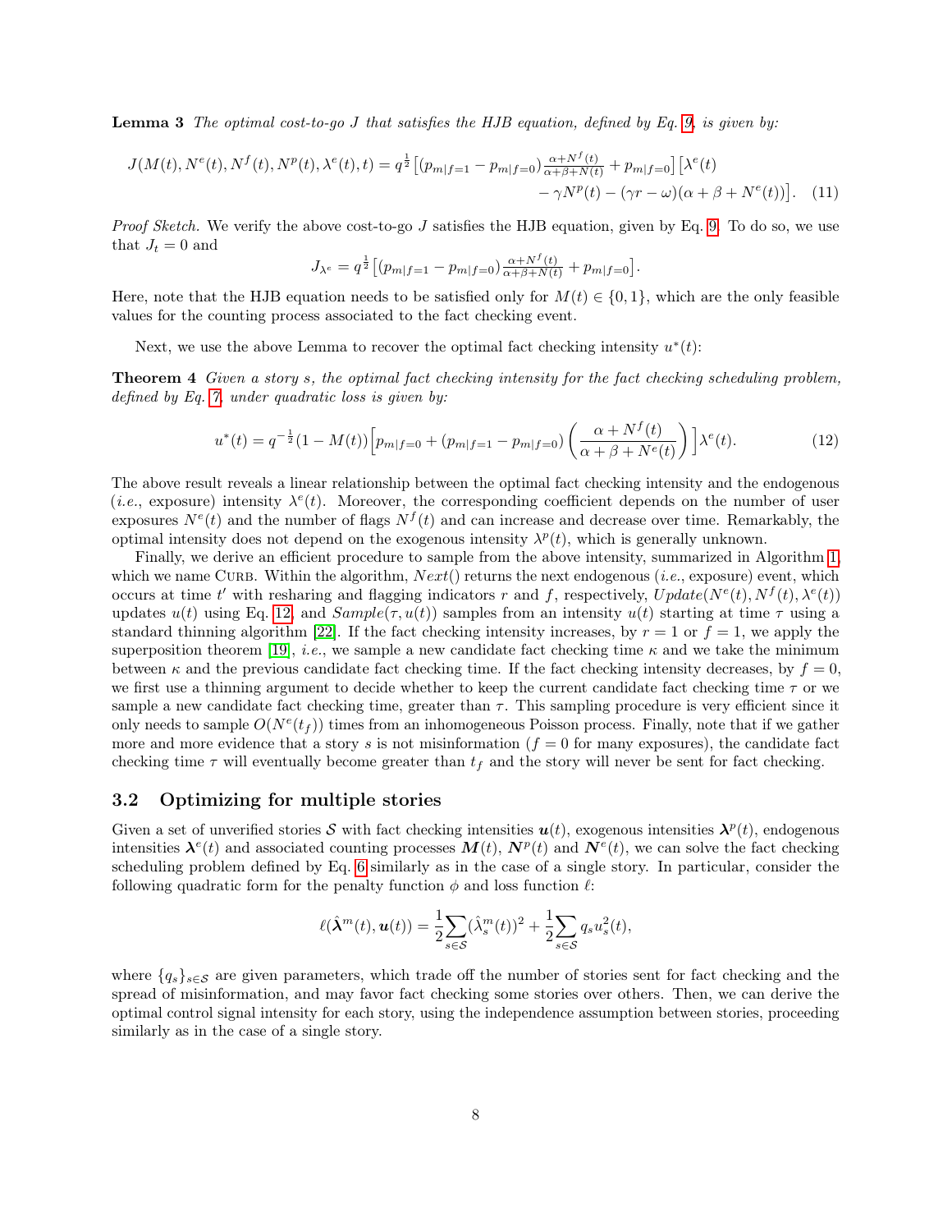**Lemma 3** *The optimal cost-to-go $J$ that satisfies the HJB equation, defined by Eq. 9, is given by:*

$$J(M(t), N^e(t), N^f(t), N^p(t), \lambda^e(t), t) = q^{\frac{1}{2}} \left[ (p_{m|f=1} - p_{m|f=0}) \tfrac{\alpha + N^f(t)}{\alpha+\beta+N(t)} + p_{m|f=0} \right] \left[ \lambda^e(t) - \gamma N^p(t) - (\gamma r - \omega)(\alpha + \beta + N^e(t)) \right]. \quad (11)$$

*Proof Sketch.* We verify the above cost-to-go $J$ satisfies the HJB equation, given by Eq. 9. To do so, we use that $J_t = 0$ and

$$J_{\lambda^e} = q^{\frac{1}{2}} \left[ (p_{m|f=1} - p_{m|f=0}) \tfrac{\alpha + N^f(t)}{\alpha+\beta+N(t)} + p_{m|f=0} \right].$$

Here, note that the HJB equation needs to be satisfied only for $M(t) \in \{0, 1\}$, which are the only feasible values for the counting process associated to the fact checking event.

Next, we use the above Lemma to recover the optimal fact checking intensity $u^*(t)$:

**Theorem 4** *Given a story $s$, the optimal fact checking intensity for the fact checking scheduling problem, defined by Eq. 7, under quadratic loss is given by:*

$$u^*(t) = q^{-\frac{1}{2}} (1 - M(t)) \Big[ p_{m|f=0} + (p_{m|f=1} - p_{m|f=0}) \left( \frac{\alpha + N^f(t)}{\alpha + \beta + N^e(t)} \right) \Big] \lambda^e(t). \quad (12)$$

The above result reveals a linear relationship between the optimal fact checking intensity and the endogenous (*i.e.*, exposure) intensity $\lambda^e(t)$. Moreover, the corresponding coefficient depends on the number of user exposures $N^e(t)$ and the number of flags $N^f(t)$ and can increase and decrease over time. Remarkably, the optimal intensity does not depend on the exogenous intensity $\lambda^p(t)$, which is generally unknown.

Finally, we derive an efficient procedure to sample from the above intensity, summarized in Algorithm 1, which we name CURB. Within the algorithm, $Next()$ returns the next endogenous (*i.e.*, exposure) event, which occurs at time $t'$ with resharing and flagging indicators $r$ and $f$, respectively, $Update(N^e(t), N^f(t), \lambda^e(t))$ updates $u(t)$ using Eq. 12, and $Sample(\tau, u(t))$ samples from an intensity $u(t)$ starting at time $\tau$ using a standard thinning algorithm [22]. If the fact checking intensity increases, by $r = 1$ or $f = 1$, we apply the superposition theorem [19], *i.e.*, we sample a new candidate fact checking time $\kappa$ and we take the minimum between $\kappa$ and the previous candidate fact checking time. If the fact checking intensity decreases, by $f = 0$, we first use a thinning argument to decide whether to keep the current candidate fact checking time $\tau$ or we sample a new candidate fact checking time, greater than $\tau$. This sampling procedure is very efficient since it only needs to sample $O(N^e(t_f))$ times from an inhomogeneous Poisson process. Finally, note that if we gather more and more evidence that a story $s$ is not misinformation ($f = 0$ for many exposures), the candidate fact checking time $\tau$ will eventually become greater than $t_f$ and the story will never be sent for fact checking.

### 3.2 Optimizing for multiple stories

Given a set of unverified stories $\mathcal{S}$ with fact checking intensities $\boldsymbol{u}(t)$, exogenous intensities $\boldsymbol{\lambda}^p(t)$, endogenous intensities $\boldsymbol{\lambda}^e(t)$ and associated counting processes $\boldsymbol{M}(t)$, $\boldsymbol{N}^p(t)$ and $\boldsymbol{N}^e(t)$, we can solve the fact checking scheduling problem defined by Eq. 6 similarly as in the case of a single story. In particular, consider the following quadratic form for the penalty function $\phi$ and loss function $\ell$:

$$\ell(\hat{\boldsymbol{\lambda}}^m(t), \boldsymbol{u}(t)) = \frac{1}{2} \sum_{s \in \mathcal{S}} (\hat{\lambda}^m_s(t))^2 + \frac{1}{2} \sum_{s \in \mathcal{S}} q_s u_s^2(t),$$

where $\{q_s\}_{s \in \mathcal{S}}$ are given parameters, which trade off the number of stories sent for fact checking and the spread of misinformation, and may favor fact checking some stories over others. Then, we can derive the optimal control signal intensity for each story, using the independence assumption between stories, proceeding similarly as in the case of a single story.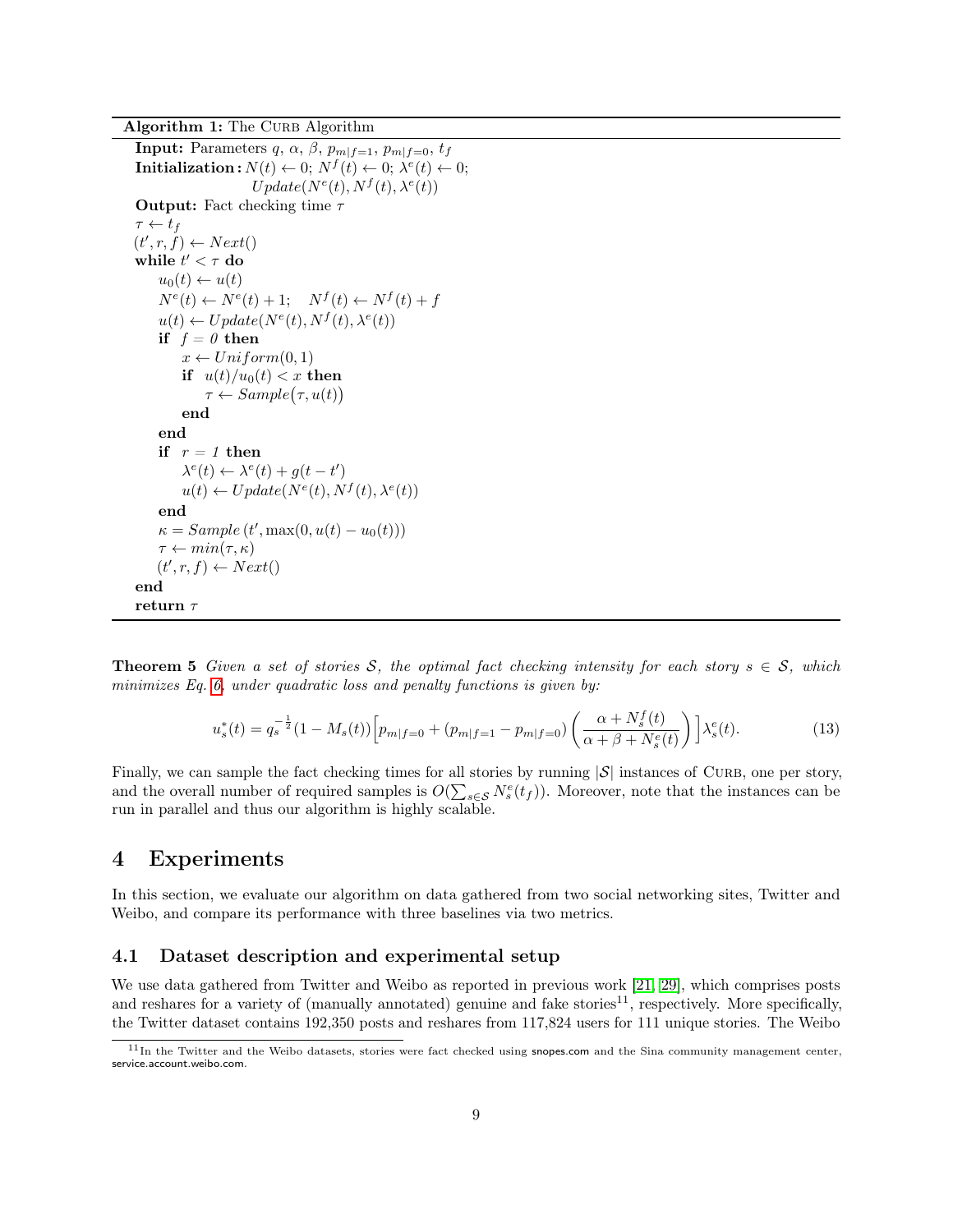**Algorithm 1:** The CURB Algorithm

```
Input: Parameters q, α, β, p_{m|f=1}, p_{m|f=0}, t_f
Initialization: N(t) ← 0; N^f(t) ← 0; λ^e(t) ← 0;
                Update(N^e(t), N^f(t), λ^e(t))
Output: Fact checking time τ
τ ← t_f
(t', r, f) ← Next()
while t' < τ do
    u_0(t) ← u(t)
    N^e(t) ← N^e(t) + 1;   N^f(t) ← N^f(t) + f
    u(t) ← Update(N^e(t), N^f(t), λ^e(t))
    if f = 0 then
        x ← Uniform(0, 1)
        if u(t)/u_0(t) < x then
            τ ← Sample(τ, u(t))
        end
    end
    if r = 1 then
        λ^e(t) ← λ^e(t) + g(t − t')
        u(t) ← Update(N^e(t), N^f(t), λ^e(t))
    end
    κ = Sample(t', max(0, u(t) − u_0(t)))
    τ ← min(τ, κ)
    (t', r, f) ← Next()
end
return τ
```

**Theorem 5** *Given a set of stories $\mathcal{S}$, the optimal fact checking intensity for each story $s \in \mathcal{S}$, which minimizes Eq. 6, under quadratic loss and penalty functions is given by:*

$$u_s^*(t) = q_s^{-\frac{1}{2}}(1 - M_s(t))\Big[p_{m|f=0} + (p_{m|f=1} - p_{m|f=0})\left(\frac{\alpha + N_s^f(t)}{\alpha + \beta + N_s^e(t)}\right)\Big]\lambda_s^e(t). \tag{13}$$

Finally, we can sample the fact checking times for all stories by running $|\mathcal{S}|$ instances of CURB, one per story, and the overall number of required samples is $O(\sum_{s\in\mathcal{S}} N_s^e(t_f))$. Moreover, note that the instances can be run in parallel and thus our algorithm is highly scalable.

# 4 Experiments

In this section, we evaluate our algorithm on data gathered from two social networking sites, Twitter and Weibo, and compare its performance with three baselines via two metrics.

## 4.1 Dataset description and experimental setup

We use data gathered from Twitter and Weibo as reported in previous work [21, 29], which comprises posts and reshares for a variety of (manually annotated) genuine and fake stories[11], respectively. More specifically, the Twitter dataset contains 192,350 posts and reshares from 117,824 users for 111 unique stories. The Weibo

[11] In the Twitter and the Weibo datasets, stories were fact checked using snopes.com and the Sina community management center, service.account.weibo.com.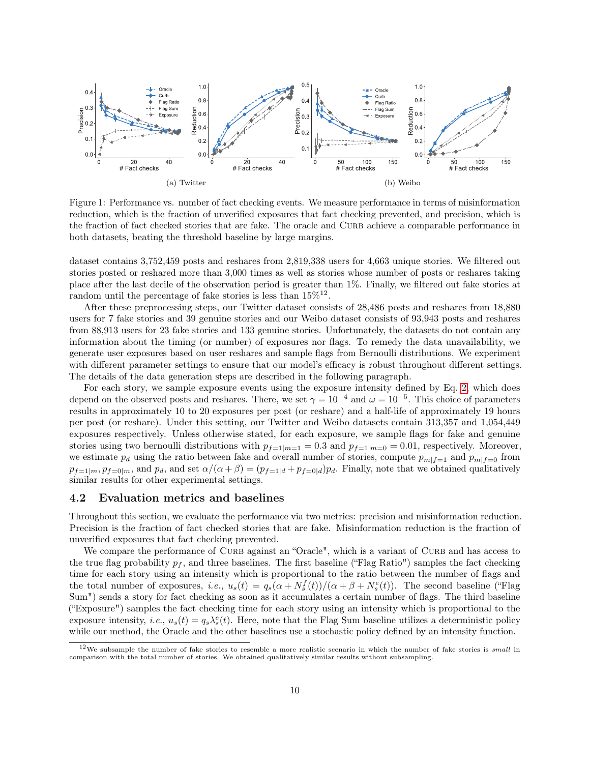(a) Twitter

(b) Weibo

Figure 1: Performance vs. number of fact checking events. We measure performance in terms of misinformation reduction, which is the fraction of unverified exposures that fact checking prevented, and precision, which is the fraction of fact checked stories that are fake. The oracle and CURB achieve a comparable performance in both datasets, beating the threshold baseline by large margins.

dataset contains 3,752,459 posts and reshares from 2,819,338 users for 4,663 unique stories. We filtered out stories posted or reshared more than 3,000 times as well as stories whose number of posts or reshares taking place after the last decile of the observation period is greater than 1%. Finally, we filtered out fake stories at random until the percentage of fake stories is less than 15%[12].

After these preprocessing steps, our Twitter dataset consists of 28,486 posts and reshares from 18,880 users for 7 fake stories and 39 genuine stories and our Weibo dataset consists of 93,943 posts and reshares from 88,913 users for 23 fake stories and 133 genuine stories. Unfortunately, the datasets do not contain any information about the timing (or number) of exposures nor flags. To remedy the data unavailability, we generate user exposures based on user reshares and sample flags from Bernoulli distributions. We experiment with different parameter settings to ensure that our model's efficacy is robust throughout different settings. The details of the data generation steps are described in the following paragraph.

For each story, we sample exposure events using the exposure intensity defined by Eq. 2, which does depend on the observed posts and reshares. There, we set $\gamma = 10^{-4}$ and $\omega = 10^{-5}$. This choice of parameters results in approximately 10 to 20 exposures per post (or reshare) and a half-life of approximately 19 hours per post (or reshare). Under this setting, our Twitter and Weibo datasets contain 313,357 and 1,054,449 exposures respectively. Unless otherwise stated, for each exposure, we sample flags for fake and genuine stories using two bernoulli distributions with $p_{f=1|m=1} = 0.3$ and $p_{f=1|m=0} = 0.01$, respectively. Moreover, we estimate $p_d$ using the ratio between fake and overall number of stories, compute $p_{m|f=1}$ and $p_{m|f=0}$ from $p_{f=1|m}, p_{f=0|m}$, and $p_d$, and set $\alpha/(\alpha + \beta) = (p_{f=1|d} + p_{f=0|d})p_d$. Finally, note that we obtained qualitatively similar results for other experimental settings.

## 4.2 Evaluation metrics and baselines

Throughout this section, we evaluate the performance via two metrics: precision and misinformation reduction. Precision is the fraction of fact checked stories that are fake. Misinformation reduction is the fraction of unverified exposures that fact checking prevented.

We compare the performance of CURB against an "Oracle", which is a variant of CURB and has access to the true flag probability $p_f$, and three baselines. The first baseline ("Flag Ratio") samples the fact checking time for each story using an intensity which is proportional to the ratio between the number of flags and the total number of exposures, *i.e.*, $u_s(t) = q_s(\alpha + N_s^f(t))/(\alpha + \beta + N_s^e(t))$. The second baseline ("Flag Sum") sends a story for fact checking as soon as it accumulates a certain number of flags. The third baseline ("Exposure") samples the fact checking time for each story using an intensity which is proportional to the exposure intensity, *i.e.*, $u_s(t) = q_s\lambda_s^e(t)$. Here, note that the Flag Sum baseline utilizes a deterministic policy while our method, the Oracle and the other baselines use a stochastic policy defined by an intensity function.

[12] We subsample the number of fake stories to resemble a more realistic scenario in which the number of fake stories is *small* in comparison with the total number of stories. We obtained qualitatively similar results without subsampling.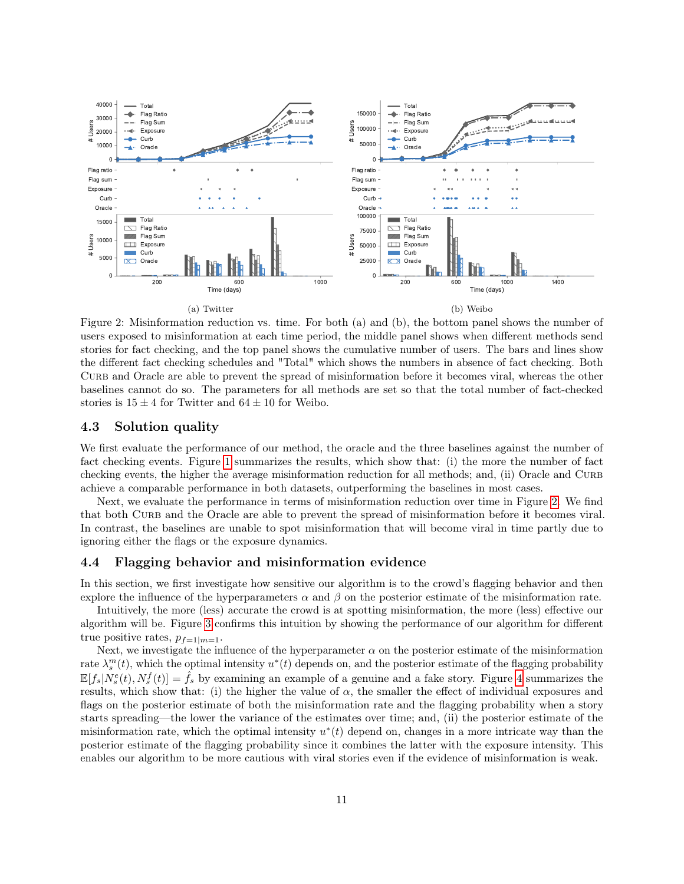(a) Twitter

(b) Weibo

Figure 2: Misinformation reduction vs. time. For both (a) and (b), the bottom panel shows the number of users exposed to misinformation at each time period, the middle panel shows when different methods send stories for fact checking, and the top panel shows the cumulative number of users. The bars and lines show the different fact checking schedules and "Total" which shows the numbers in absence of fact checking. Both CURB and Oracle are able to prevent the spread of misinformation before it becomes viral, whereas the other baselines cannot do so. The parameters for all methods are set so that the total number of fact-checked stories is $15 \pm 4$ for Twitter and $64 \pm 10$ for Weibo.

### 4.3 Solution quality

We first evaluate the performance of our method, the oracle and the three baselines against the number of fact checking events. Figure 1 summarizes the results, which show that: (i) the more the number of fact checking events, the higher the average misinformation reduction for all methods; and, (ii) Oracle and CURB achieve a comparable performance in both datasets, outperforming the baselines in most cases.

Next, we evaluate the performance in terms of misinformation reduction over time in Figure 2. We find that both CURB and the Oracle are able to prevent the spread of misinformation before it becomes viral. In contrast, the baselines are unable to spot misinformation that will become viral in time partly due to ignoring either the flags or the exposure dynamics.

### 4.4 Flagging behavior and misinformation evidence

In this section, we first investigate how sensitive our algorithm is to the crowd's flagging behavior and then explore the influence of the hyperparameters $\alpha$ and $\beta$ on the posterior estimate of the misinformation rate.

Intuitively, the more (less) accurate the crowd is at spotting misinformation, the more (less) effective our algorithm will be. Figure 3 confirms this intuition by showing the performance of our algorithm for different true positive rates, $p_{f=1|m=1}$.

Next, we investigate the influence of the hyperparameter $\alpha$ on the posterior estimate of the misinformation rate $\lambda_s^m(t)$, which the optimal intensity $u^*(t)$ depends on, and the posterior estimate of the flagging probability $\mathbb{E}[f_s|N_s^e(t), N_s^f(t)] = \hat{f}_s$ by examining an example of a genuine and a fake story. Figure 4 summarizes the results, which show that: (i) the higher the value of $\alpha$, the smaller the effect of individual exposures and flags on the posterior estimate of both the misinformation rate and the flagging probability when a story starts spreading—the lower the variance of the estimates over time; and, (ii) the posterior estimate of the misinformation rate, which the optimal intensity $u^*(t)$ depend on, changes in a more intricate way than the posterior estimate of the flagging probability since it combines the latter with the exposure intensity. This enables our algorithm to be more cautious with viral stories even if the evidence of misinformation is weak.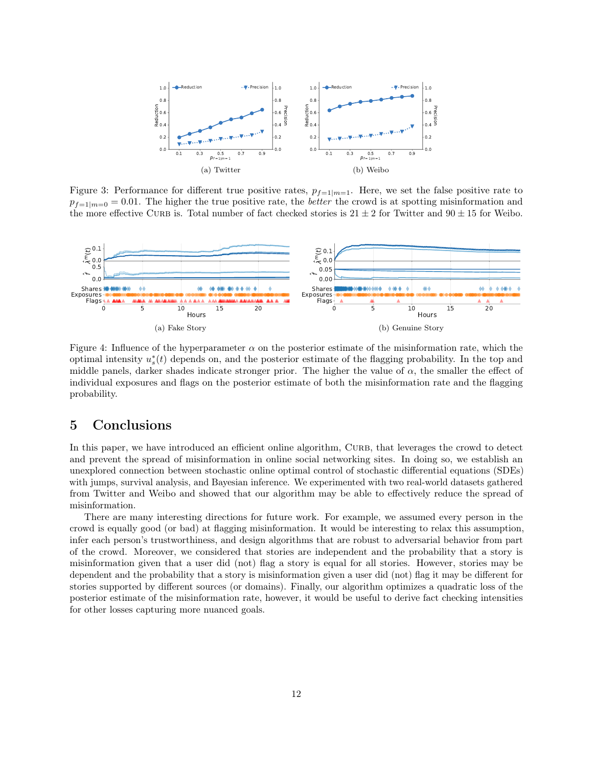(a) Twitter

(b) Weibo

Figure 3: Performance for different true positive rates, $p_{f=1|m=1}$. Here, we set the false positive rate to $p_{f=1|m=0} = 0.01$. The higher the true positive rate, the *better* the crowd is at spotting misinformation and the more effective CURB is. Total number of fact checked stories is $21 \pm 2$ for Twitter and $90 \pm 15$ for Weibo.

(a) Fake Story

(b) Genuine Story

Figure 4: Influence of the hyperparameter $\alpha$ on the posterior estimate of the misinformation rate, which the optimal intensity $u_s^*(t)$ depends on, and the posterior estimate of the flagging probability. In the top and middle panels, darker shades indicate stronger prior. The higher the value of $\alpha$, the smaller the effect of individual exposures and flags on the posterior estimate of both the misinformation rate and the flagging probability.

# 5 Conclusions

In this paper, we have introduced an efficient online algorithm, CURB, that leverages the crowd to detect and prevent the spread of misinformation in online social networking sites. In doing so, we establish an unexplored connection between stochastic online optimal control of stochastic differential equations (SDEs) with jumps, survival analysis, and Bayesian inference. We experimented with two real-world datasets gathered from Twitter and Weibo and showed that our algorithm may be able to effectively reduce the spread of misinformation.

There are many interesting directions for future work. For example, we assumed every person in the crowd is equally good (or bad) at flagging misinformation. It would be interesting to relax this assumption, infer each person's trustworthiness, and design algorithms that are robust to adversarial behavior from part of the crowd. Moreover, we considered that stories are independent and the probability that a story is misinformation given that a user did (not) flag a story is equal for all stories. However, stories may be dependent and the probability that a story is misinformation given a user did (not) flag it may be different for stories supported by different sources (or domains). Finally, our algorithm optimizes a quadratic loss of the posterior estimate of the misinformation rate, however, it would be useful to derive fact checking intensities for other losses capturing more nuanced goals.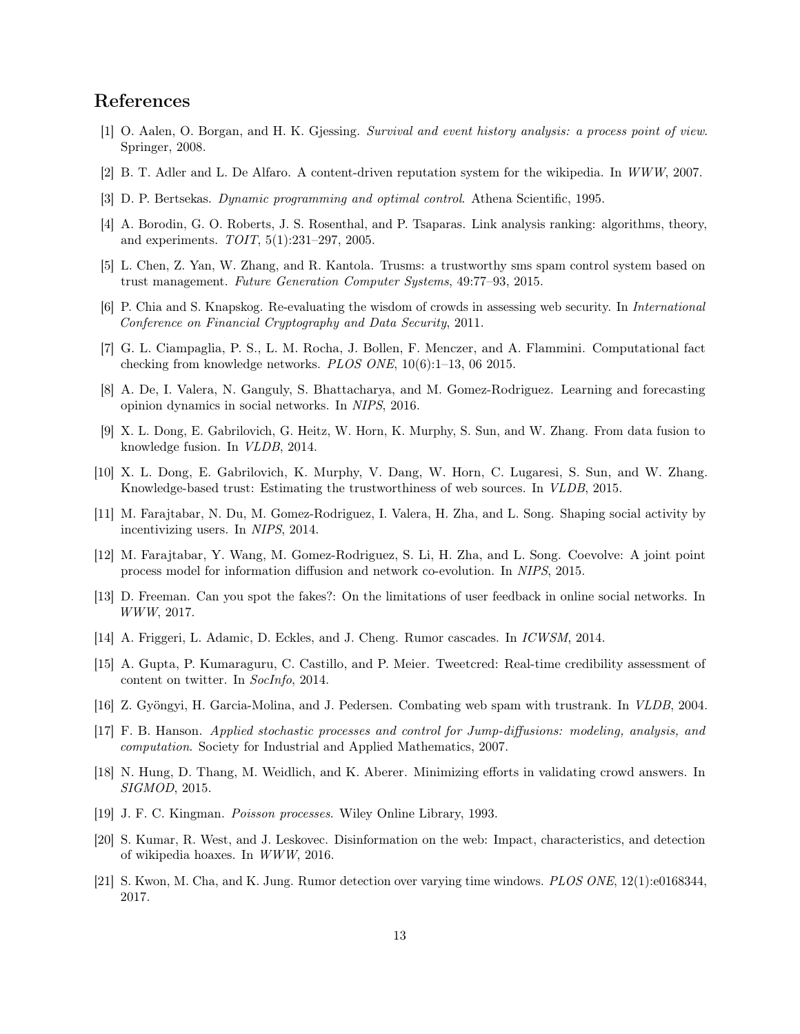# References

[1] O. Aalen, O. Borgan, and H. K. Gjessing. *Survival and event history analysis: a process point of view*. Springer, 2008.

[2] B. T. Adler and L. De Alfaro. A content-driven reputation system for the wikipedia. In *WWW*, 2007.

[3] D. P. Bertsekas. *Dynamic programming and optimal control*. Athena Scientific, 1995.

[4] A. Borodin, G. O. Roberts, J. S. Rosenthal, and P. Tsaparas. Link analysis ranking: algorithms, theory, and experiments. *TOIT*, 5(1):231–297, 2005.

[5] L. Chen, Z. Yan, W. Zhang, and R. Kantola. Trusms: a trustworthy sms spam control system based on trust management. *Future Generation Computer Systems*, 49:77–93, 2015.

[6] P. Chia and S. Knapskog. Re-evaluating the wisdom of crowds in assessing web security. In *International Conference on Financial Cryptography and Data Security*, 2011.

[7] G. L. Ciampaglia, P. S., L. M. Rocha, J. Bollen, F. Menczer, and A. Flammini. Computational fact checking from knowledge networks. *PLOS ONE*, 10(6):1–13, 06 2015.

[8] A. De, I. Valera, N. Ganguly, S. Bhattacharya, and M. Gomez-Rodriguez. Learning and forecasting opinion dynamics in social networks. In *NIPS*, 2016.

[9] X. L. Dong, E. Gabrilovich, G. Heitz, W. Horn, K. Murphy, S. Sun, and W. Zhang. From data fusion to knowledge fusion. In *VLDB*, 2014.

[10] X. L. Dong, E. Gabrilovich, K. Murphy, V. Dang, W. Horn, C. Lugaresi, S. Sun, and W. Zhang. Knowledge-based trust: Estimating the trustworthiness of web sources. In *VLDB*, 2015.

[11] M. Farajtabar, N. Du, M. Gomez-Rodriguez, I. Valera, H. Zha, and L. Song. Shaping social activity by incentivizing users. In *NIPS*, 2014.

[12] M. Farajtabar, Y. Wang, M. Gomez-Rodriguez, S. Li, H. Zha, and L. Song. Coevolve: A joint point process model for information diffusion and network co-evolution. In *NIPS*, 2015.

[13] D. Freeman. Can you spot the fakes?: On the limitations of user feedback in online social networks. In *WWW*, 2017.

[14] A. Friggeri, L. Adamic, D. Eckles, and J. Cheng. Rumor cascades. In *ICWSM*, 2014.

[15] A. Gupta, P. Kumaraguru, C. Castillo, and P. Meier. Tweetcred: Real-time credibility assessment of content on twitter. In *SocInfo*, 2014.

[16] Z. Gyöngyi, H. Garcia-Molina, and J. Pedersen. Combating web spam with trustrank. In *VLDB*, 2004.

[17] F. B. Hanson. *Applied stochastic processes and control for Jump-diffusions: modeling, analysis, and computation*. Society for Industrial and Applied Mathematics, 2007.

[18] N. Hung, D. Thang, M. Weidlich, and K. Aberer. Minimizing efforts in validating crowd answers. In *SIGMOD*, 2015.

[19] J. F. C. Kingman. *Poisson processes*. Wiley Online Library, 1993.

[20] S. Kumar, R. West, and J. Leskovec. Disinformation on the web: Impact, characteristics, and detection of wikipedia hoaxes. In *WWW*, 2016.

[21] S. Kwon, M. Cha, and K. Jung. Rumor detection over varying time windows. *PLOS ONE*, 12(1):e0168344, 2017.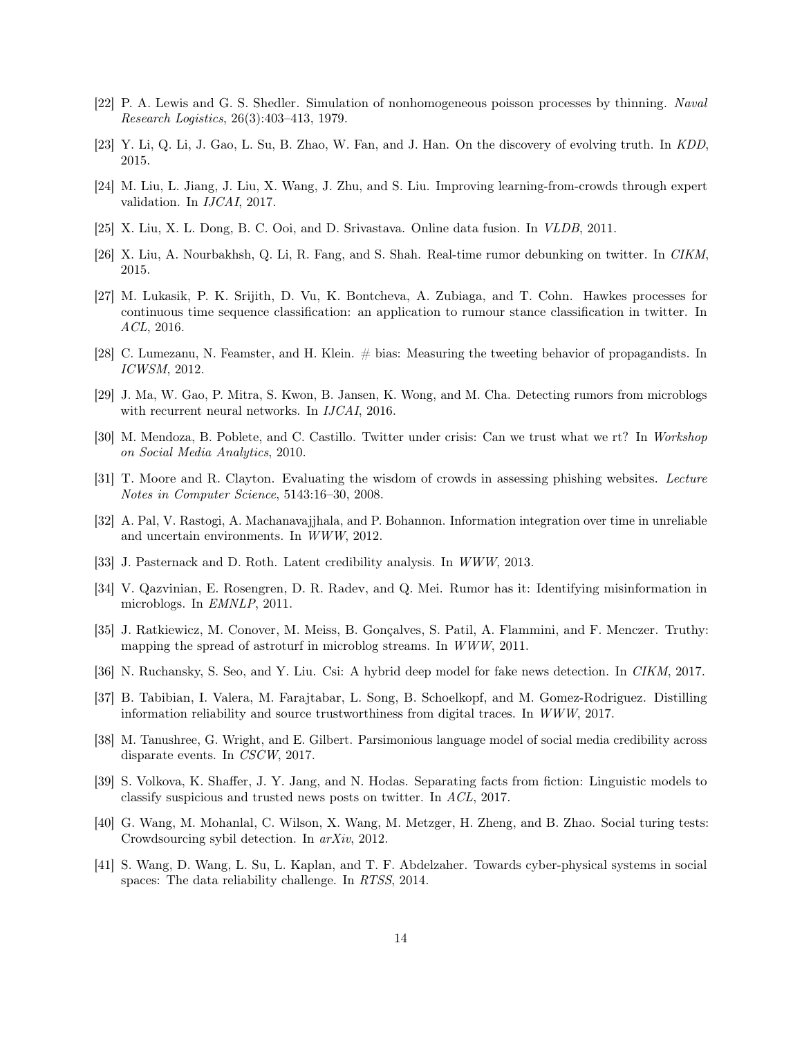[22] P. A. Lewis and G. S. Shedler. Simulation of nonhomogeneous poisson processes by thinning. *Naval Research Logistics*, 26(3):403–413, 1979.

[23] Y. Li, Q. Li, J. Gao, L. Su, B. Zhao, W. Fan, and J. Han. On the discovery of evolving truth. In *KDD*, 2015.

[24] M. Liu, L. Jiang, J. Liu, X. Wang, J. Zhu, and S. Liu. Improving learning-from-crowds through expert validation. In *IJCAI*, 2017.

[25] X. Liu, X. L. Dong, B. C. Ooi, and D. Srivastava. Online data fusion. In *VLDB*, 2011.

[26] X. Liu, A. Nourbakhsh, Q. Li, R. Fang, and S. Shah. Real-time rumor debunking on twitter. In *CIKM*, 2015.

[27] M. Lukasik, P. K. Srijith, D. Vu, K. Bontcheva, A. Zubiaga, and T. Cohn. Hawkes processes for continuous time sequence classification: an application to rumour stance classification in twitter. In *ACL*, 2016.

[28] C. Lumezanu, N. Feamster, and H. Klein. # bias: Measuring the tweeting behavior of propagandists. In *ICWSM*, 2012.

[29] J. Ma, W. Gao, P. Mitra, S. Kwon, B. Jansen, K. Wong, and M. Cha. Detecting rumors from microblogs with recurrent neural networks. In *IJCAI*, 2016.

[30] M. Mendoza, B. Poblete, and C. Castillo. Twitter under crisis: Can we trust what we rt? In *Workshop on Social Media Analytics*, 2010.

[31] T. Moore and R. Clayton. Evaluating the wisdom of crowds in assessing phishing websites. *Lecture Notes in Computer Science*, 5143:16–30, 2008.

[32] A. Pal, V. Rastogi, A. Machanavajjhala, and P. Bohannon. Information integration over time in unreliable and uncertain environments. In *WWW*, 2012.

[33] J. Pasternack and D. Roth. Latent credibility analysis. In *WWW*, 2013.

[34] V. Qazvinian, E. Rosengren, D. R. Radev, and Q. Mei. Rumor has it: Identifying misinformation in microblogs. In *EMNLP*, 2011.

[35] J. Ratkiewicz, M. Conover, M. Meiss, B. Gonçalves, S. Patil, A. Flammini, and F. Menczer. Truthy: mapping the spread of astroturf in microblog streams. In *WWW*, 2011.

[36] N. Ruchansky, S. Seo, and Y. Liu. Csi: A hybrid deep model for fake news detection. In *CIKM*, 2017.

[37] B. Tabibian, I. Valera, M. Farajtabar, L. Song, B. Schoelkopf, and M. Gomez-Rodriguez. Distilling information reliability and source trustworthiness from digital traces. In *WWW*, 2017.

[38] M. Tanushree, G. Wright, and E. Gilbert. Parsimonious language model of social media credibility across disparate events. In *CSCW*, 2017.

[39] S. Volkova, K. Shaffer, J. Y. Jang, and N. Hodas. Separating facts from fiction: Linguistic models to classify suspicious and trusted news posts on twitter. In *ACL*, 2017.

[40] G. Wang, M. Mohanlal, C. Wilson, X. Wang, M. Metzger, H. Zheng, and B. Zhao. Social turing tests: Crowdsourcing sybil detection. In *arXiv*, 2012.

[41] S. Wang, D. Wang, L. Su, L. Kaplan, and T. F. Abdelzaher. Towards cyber-physical systems in social spaces: The data reliability challenge. In *RTSS*, 2014.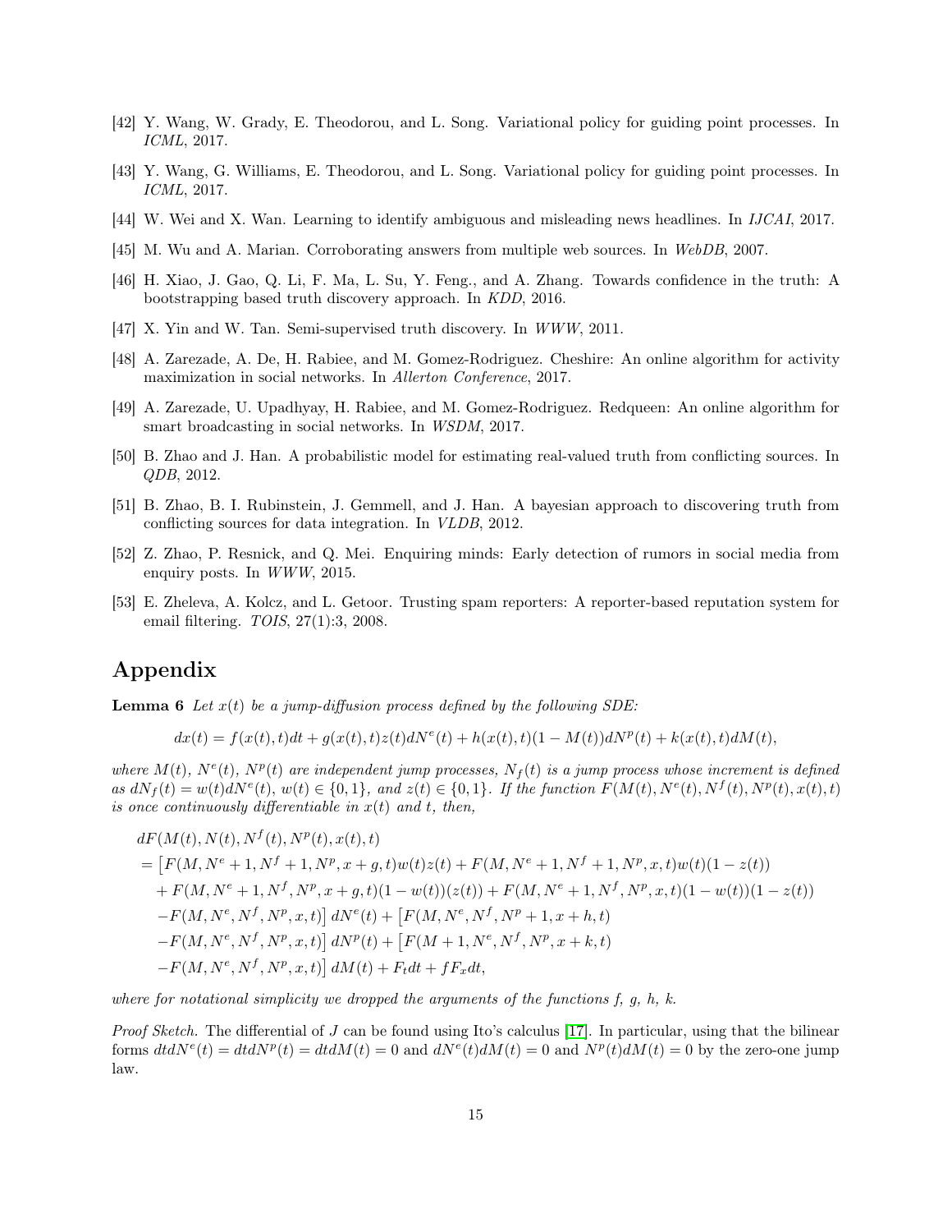[42] Y. Wang, W. Grady, E. Theodorou, and L. Song. Variational policy for guiding point processes. In *ICML*, 2017.

[43] Y. Wang, G. Williams, E. Theodorou, and L. Song. Variational policy for guiding point processes. In *ICML*, 2017.

[44] W. Wei and X. Wan. Learning to identify ambiguous and misleading news headlines. In *IJCAI*, 2017.

[45] M. Wu and A. Marian. Corroborating answers from multiple web sources. In *WebDB*, 2007.

[46] H. Xiao, J. Gao, Q. Li, F. Ma, L. Su, Y. Feng., and A. Zhang. Towards confidence in the truth: A bootstrapping based truth discovery approach. In *KDD*, 2016.

[47] X. Yin and W. Tan. Semi-supervised truth discovery. In *WWW*, 2011.

[48] A. Zarezade, A. De, H. Rabiee, and M. Gomez-Rodriguez. Cheshire: An online algorithm for activity maximization in social networks. In *Allerton Conference*, 2017.

[49] A. Zarezade, U. Upadhyay, H. Rabiee, and M. Gomez-Rodriguez. Redqueen: An online algorithm for smart broadcasting in social networks. In *WSDM*, 2017.

[50] B. Zhao and J. Han. A probabilistic model for estimating real-valued truth from conflicting sources. In *QDB*, 2012.

[51] B. Zhao, B. I. Rubinstein, J. Gemmell, and J. Han. A bayesian approach to discovering truth from conflicting sources for data integration. In *VLDB*, 2012.

[52] Z. Zhao, P. Resnick, and Q. Mei. Enquiring minds: Early detection of rumors in social media from enquiry posts. In *WWW*, 2015.

[53] E. Zheleva, A. Kolcz, and L. Getoor. Trusting spam reporters: A reporter-based reputation system for email filtering. *TOIS*, 27(1):3, 2008.

# Appendix

**Lemma 6** *Let $x(t)$ be a jump-diffusion process defined by the following SDE:*

$$dx(t) = f(x(t),t)dt + g(x(t),t)z(t)dN^e(t) + h(x(t),t)(1-M(t))dN^p(t) + k(x(t),t)dM(t),$$

*where $M(t)$, $N^e(t)$, $N^p(t)$ are independent jump processes, $N_f(t)$ is a jump process whose increment is defined as $dN_f(t) = w(t)dN^e(t)$, $w(t) \in \{0,1\}$, and $z(t) \in \{0,1\}$. If the function $F(M(t), N^e(t), N^f(t), N^p(t), x(t), t)$ is once continuously differentiable in $x(t)$ and $t$, then,*

$$\begin{aligned}
&dF(M(t), N(t), N^f(t), N^p(t), x(t), t) \\
&= \big[F(M, N^e+1, N^f+1, N^p, x+g, t)w(t)z(t) + F(M, N^e+1, N^f+1, N^p, x, t)w(t)(1-z(t)) \\
&\quad + F(M, N^e+1, N^f, N^p, x+g, t)(1-w(t))(z(t)) + F(M, N^e+1, N^f, N^p, x, t)(1-w(t))(1-z(t)) \\
&\quad - F(M, N^e, N^f, N^p, x, t)\big]\, dN^e(t) + \big[F(M, N^e, N^f, N^p+1, x+h, t) \\
&\quad - F(M, N^e, N^f, N^p, x, t)\big]\, dN^p(t) + \big[F(M+1, N^e, N^f, N^p, x+k, t) \\
&\quad - F(M, N^e, N^f, N^p, x, t)\big]\, dM(t) + F_t dt + f F_x dt,
\end{aligned}$$

*where for notational simplicity we dropped the arguments of the functions $f$, $g$, $h$, $k$.*

*Proof Sketch.* The differential of $J$ can be found using Ito's calculus [17]. In particular, using that the bilinear forms $dt dN^e(t) = dt dN^p(t) = dt dM(t) = 0$ and $dN^e(t)dM(t) = 0$ and $N^p(t)dM(t) = 0$ by the zero-one jump law.